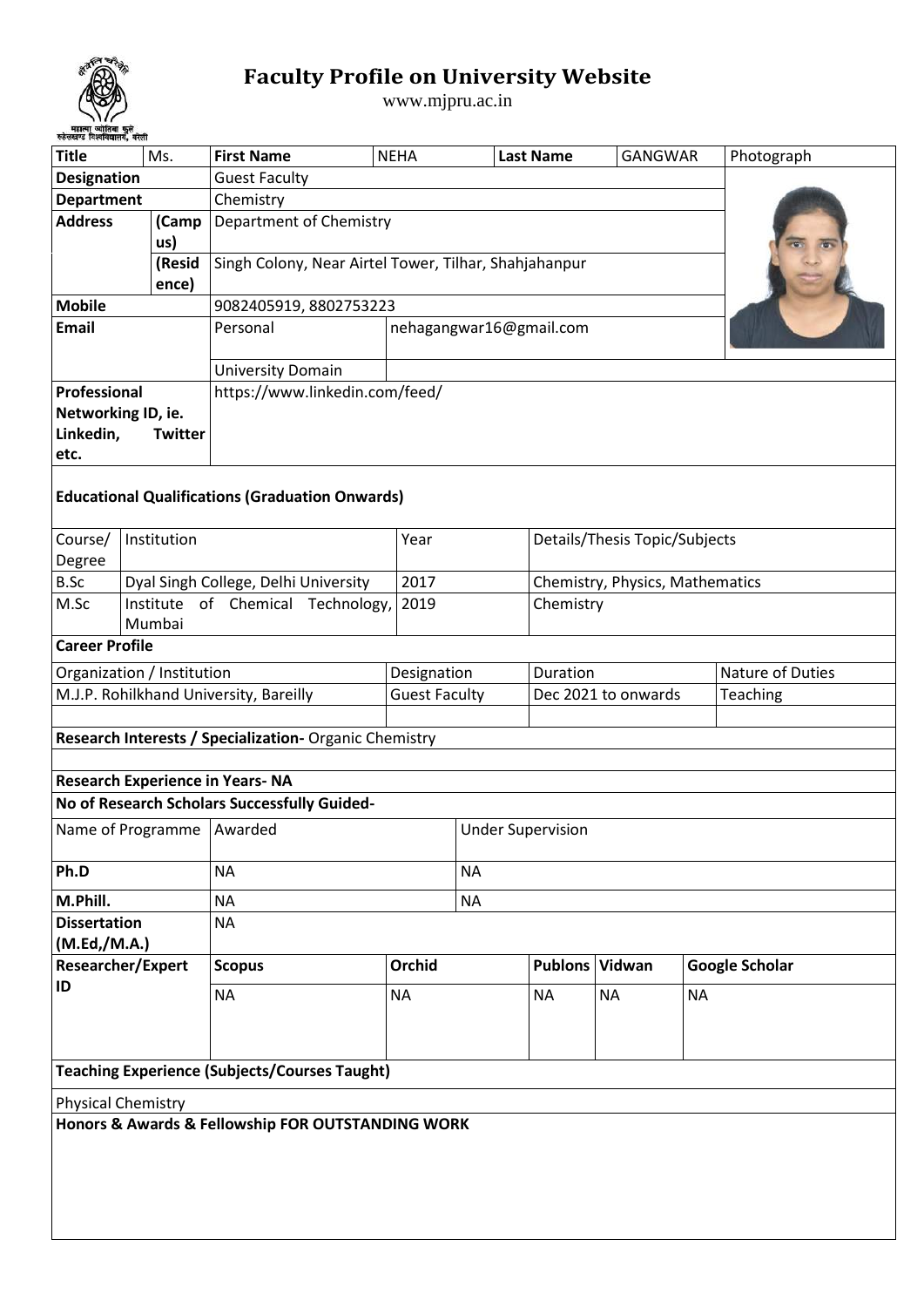# Faculty Profile on University Website

www.mjpru.ac.in

| Title | Ms. | First Name | NEHA | Last Name | GANGWAR | Photograph |
|---|---|---|---|---|---|---|
| Designation | | Guest Faculty | | | | |
| Department | | Chemistry | | | | |
| Address | (Campus) | Department of Chemistry | | | | |
| | (Residence) | Singh Colony, Near Airtel Tower, Tilhar, Shahjahanpur | | | | |
| Mobile | | 9082405919, 8802753223 | | | | |
| Email | | Personal | nehagangwar16@gmail.com | | | |
| | | University Domain | | | | |
| Professional Networking ID, ie. Linkedin, Twitter etc. | | https://www.linkedin.com/feed/ | | | | |

**Educational Qualifications (Graduation Onwards)**

| Course/ Degree | Institution | Year | Details/Thesis Topic/Subjects |
|---|---|---|---|
| B.Sc | Dyal Singh College, Delhi University | 2017 | Chemistry, Physics, Mathematics |
| M.Sc | Institute of Chemical Technology, Mumbai | 2019 | Chemistry |

**Career Profile**

| Organization / Institution | Designation | Duration | Nature of Duties |
|---|---|---|---|
| M.J.P. Rohilkhand University, Bareilly | Guest Faculty | Dec 2021 to onwards | Teaching |
| | | | |

**Research Interests / Specialization-** Organic Chemistry

**Research Experience in Years- NA**

**No of Research Scholars Successfully Guided-**

| Name of Programme | Awarded | Under Supervision |
|---|---|---|
| **Ph.D** | NA | NA |
| **M.Phill.** | NA | NA |
| **Dissertation (M.Ed,/M.A.)** | NA | |

| Researcher/Expert ID | Scopus | Orchid | Publons | Vidwan | Google Scholar |
|---|---|---|---|---|---|
| | NA | NA | NA | NA | NA |

**Teaching Experience (Subjects/Courses Taught)**

Physical Chemistry

**Honors & Awards & Fellowship FOR OUTSTANDING WORK**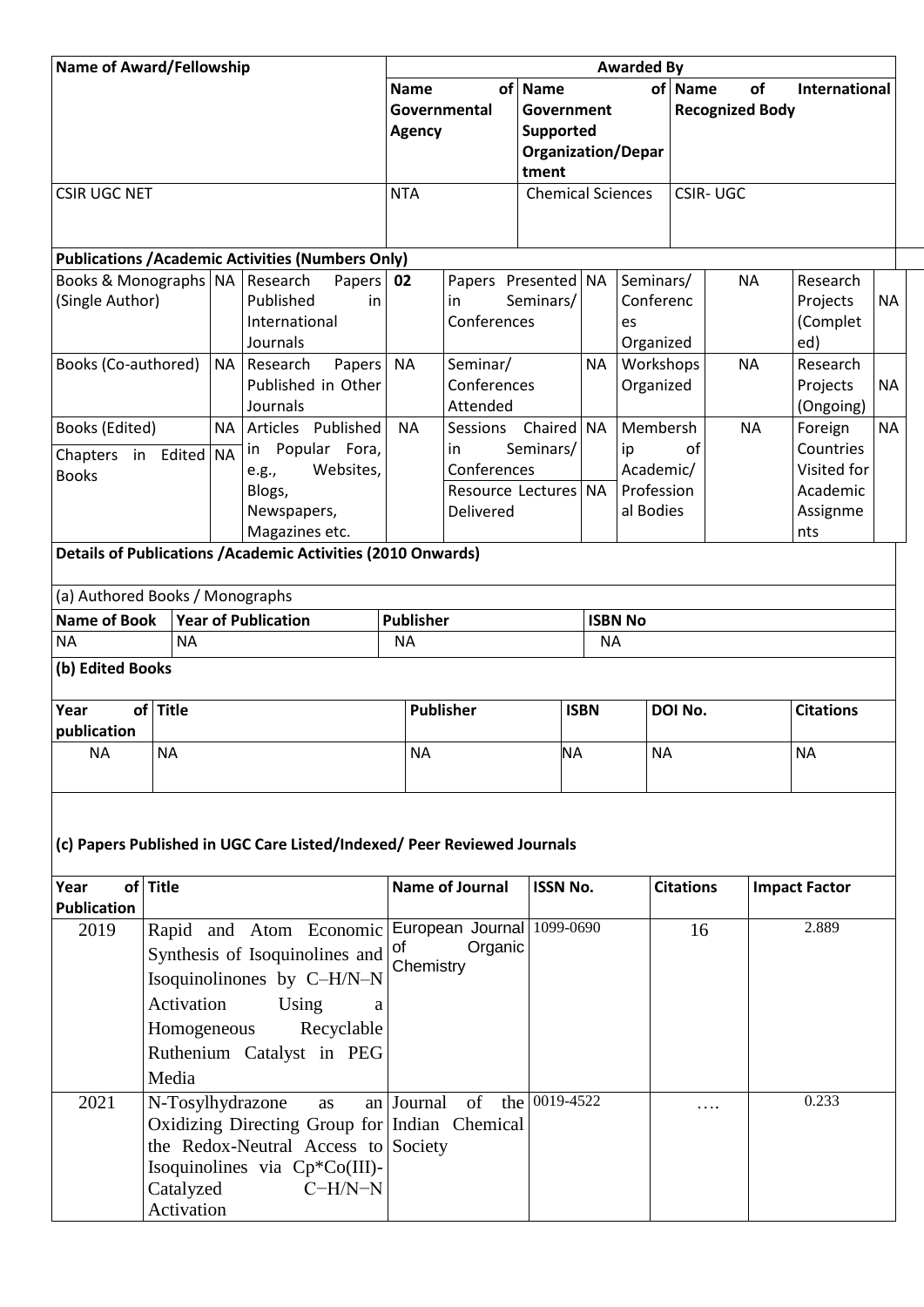| Name of Award/Fellowship | Awarded By | | |
|---|---|---|---|
| | Name of Governmental Agency | Name of Government Supported Organization/Department | Name of International Recognized Body |
| CSIR UGC NET | NTA | Chemical Sciences | CSIR- UGC |

**Publications /Academic Activities (Numbers Only)**

| Books & Monographs (Single Author) | NA | Research Papers Published in International Journals | 02 | Papers Presented in Seminars/ Conferences | NA | Seminars/ Conferences Organized | NA | Research Projects (Completed) | NA |
|---|---|---|---|---|---|---|---|---|---|
| Books (Co-authored) | NA | Research Papers Published in Other Journals | NA | Seminar/ Conferences Attended | NA | Workshops Organized | NA | Research Projects (Ongoing) | NA |
| Books (Edited) | NA | Articles Published in Popular Fora, e.g., Websites, Blogs, Newspapers, Magazines etc. | NA | Sessions Chaired in Seminars/ Conferences | NA | Membership of Academic/ Professional Bodies | NA | Foreign Countries Visited for Academic Assignments | NA |
| Chapters in Edited Books | NA | | | Resource Lectures Delivered | NA | | | | |

**Details of Publications /Academic Activities (2010 Onwards)**

(a) Authored Books / Monographs

| Name of Book | Year of Publication | Publisher | ISBN No |
|---|---|---|---|
| NA | NA | NA | NA |

**(b) Edited Books**

| Year of publication | Title | Publisher | ISBN | DOI No. | Citations |
|---|---|---|---|---|---|
| NA | NA | NA | NA | NA | NA |

**(c) Papers Published in UGC Care Listed/Indexed/ Peer Reviewed Journals**

| Year of Publication | Title | Name of Journal | ISSN No. | Citations | Impact Factor |
|---|---|---|---|---|---|
| 2019 | Rapid and Atom Economic Synthesis of Isoquinolines and Isoquinolinones by C–H/N–N Activation Using a Homogeneous Recyclable Ruthenium Catalyst in PEG Media | European Journal of Organic Chemistry | 1099-0690 | 16 | 2.889 |
| 2021 | N-Tosylhydrazone as an Oxidizing Directing Group for the Redox-Neutral Access to Isoquinolines via Cp*Co(III)-Catalyzed C−H/N−N Activation | Journal of the Indian Chemical Society | 0019-4522 | …. | 0.233 |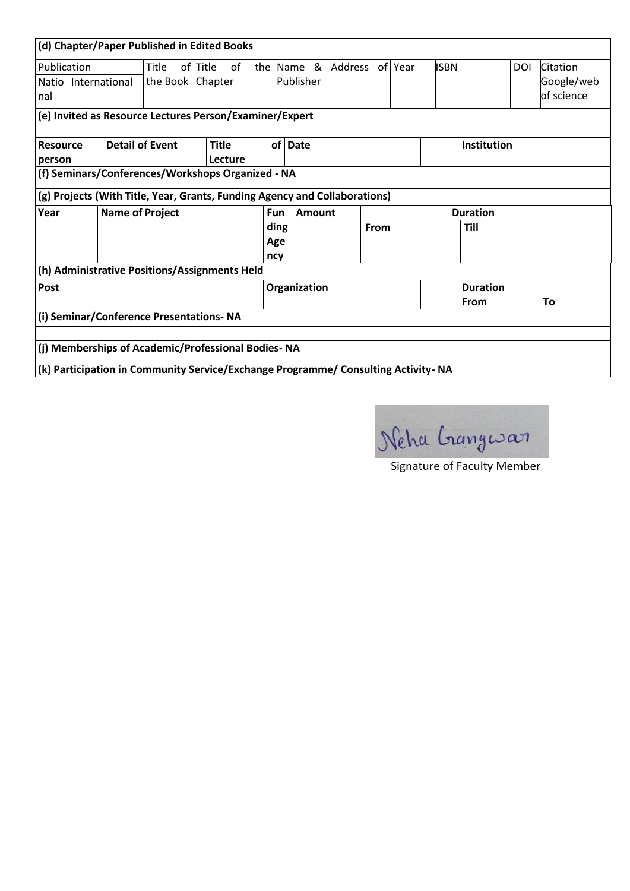**(d) Chapter/Paper Published in Edited Books**

| Publication | | Title of the Book | Title of the Chapter | Name & Address of Publisher | Year | ISBN | DOI | Citation Google/web of science |
|---|---|---|---|---|---|---|---|---|
| National | International | | | | | | | |

**(e) Invited as Resource Lectures Person/Examiner/Expert**

| Resource person | Detail of Event | Title of Lecture | Date | Institution |
|---|---|---|---|---|

**(f) Seminars/Conferences/Workshops Organized - NA**

**(g) Projects (With Title, Year, Grants, Funding Agency and Collaborations)**

| Year | Name of Project | Funding Agency | Amount | Duration | |
|---|---|---|---|---|---|
| | | | | From | Till |

**(h) Administrative Positions/Assignments Held**

| Post | Organization | Duration | |
|---|---|---|---|
| | | From | To |

**(i) Seminar/Conference Presentations- NA**

**(j) Memberships of Academic/Professional Bodies- NA**

**(k) Participation in Community Service/Exchange Programme/ Consulting Activity- NA**

Neha Gangwar

Signature of Faculty Member